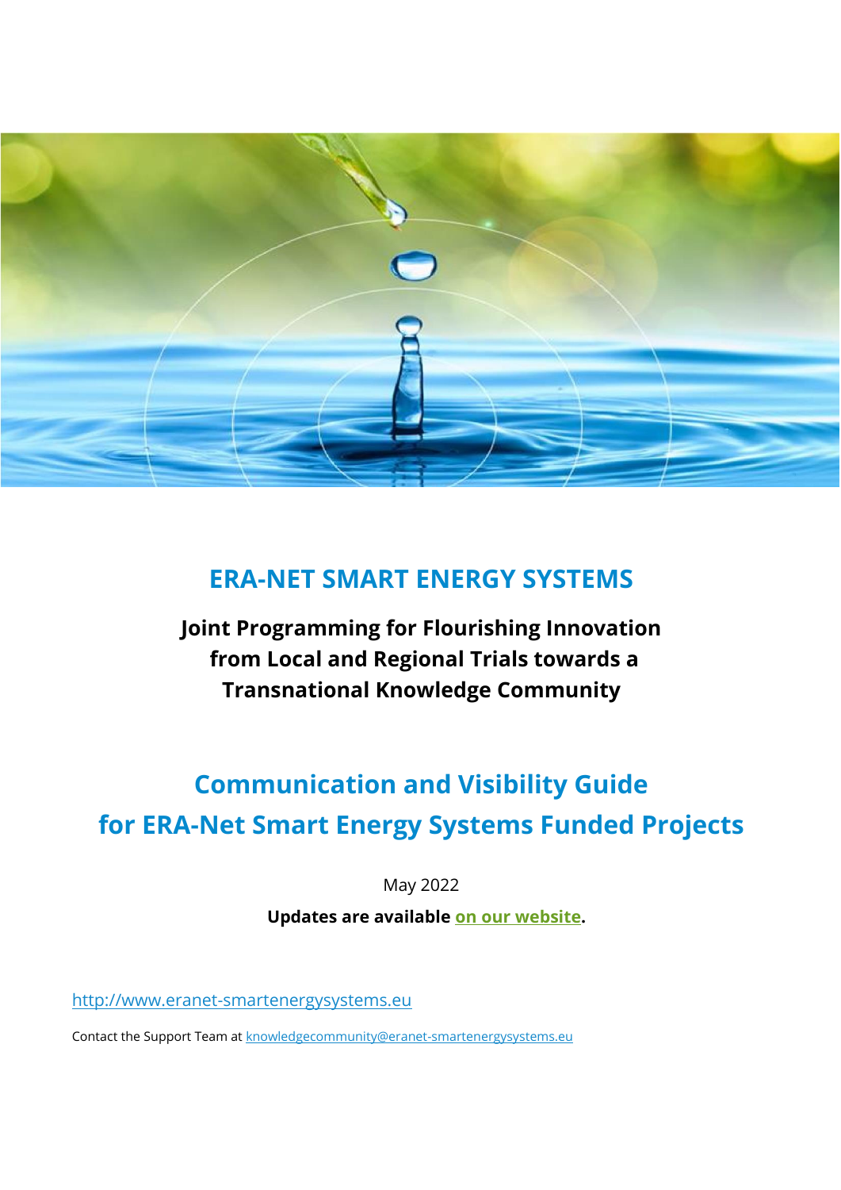# ERA-NET SMART ENERGY SYSTEMS

**Joint Programming for Flourishing Innovation from Local and Regional Trials towards a Transnational Knowledge Community**

## Communication and Visibility Guide for ERA-Net Smart Energy Systems Funded Projects

May 2022

**Updates are available on our website.**

http://www.eranet-smartenergysystems.eu

Contact the Support Team at knowledgecommunity@eranet-smartenergysystems.eu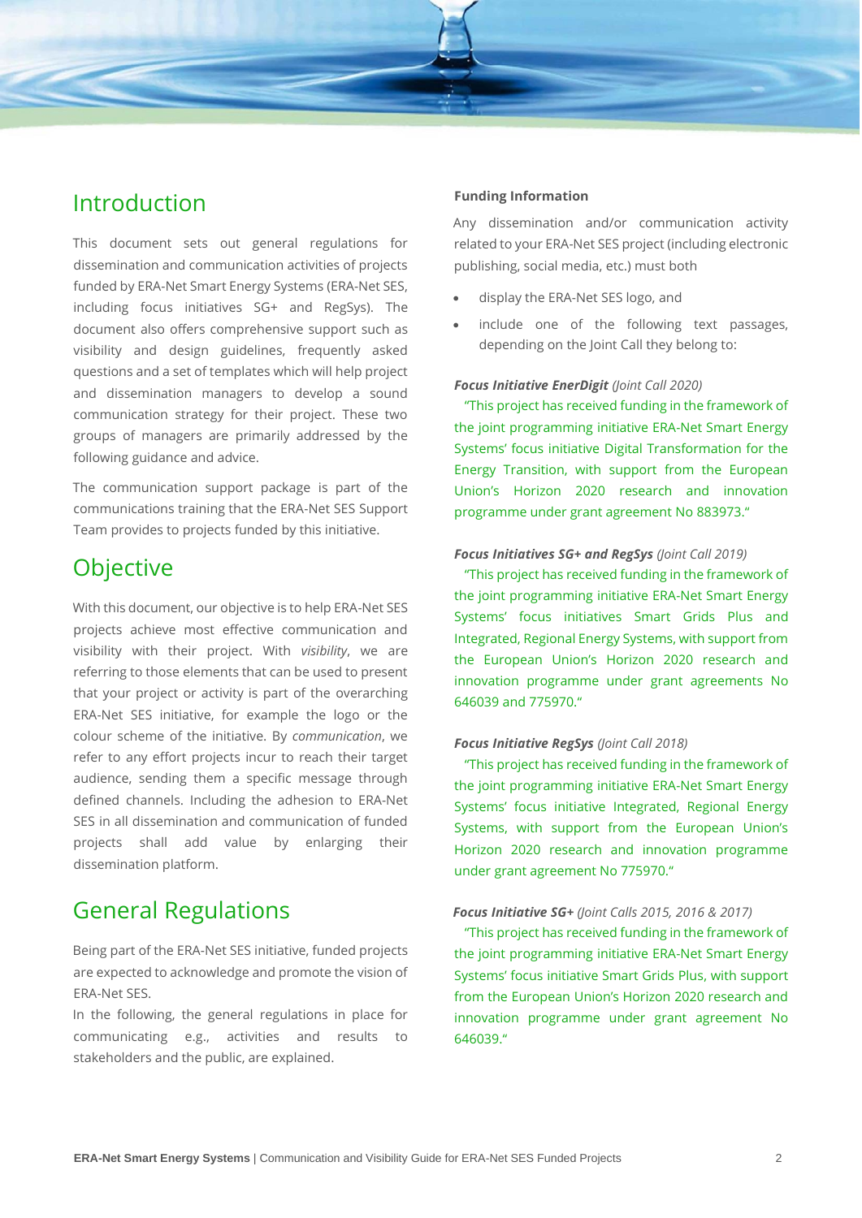## Introduction

This document sets out general regulations for dissemination and communication activities of projects funded by ERA-Net Smart Energy Systems (ERA-Net SES, including focus initiatives SG+ and RegSys). The document also offers comprehensive support such as visibility and design guidelines, frequently asked questions and a set of templates which will help project and dissemination managers to develop a sound communication strategy for their project. These two groups of managers are primarily addressed by the following guidance and advice.

The communication support package is part of the communications training that the ERA-Net SES Support Team provides to projects funded by this initiative.

## Objective

With this document, our objective is to help ERA-Net SES projects achieve most effective communication and visibility with their project. With *visibility*, we are referring to those elements that can be used to present that your project or activity is part of the overarching ERA-Net SES initiative, for example the logo or the colour scheme of the initiative. By *communication*, we refer to any effort projects incur to reach their target audience, sending them a specific message through defined channels. Including the adhesion to ERA-Net SES in all dissemination and communication of funded projects shall add value by enlarging their dissemination platform.

## General Regulations

Being part of the ERA-Net SES initiative, funded projects are expected to acknowledge and promote the vision of ERA-Net SES.

In the following, the general regulations in place for communicating e.g., activities and results to stakeholders and the public, are explained.

**Funding Information**

Any dissemination and/or communication activity related to your ERA-Net SES project (including electronic publishing, social media, etc.) must both

- display the ERA-Net SES logo, and
- include one of the following text passages, depending on the Joint Call they belong to:

***Focus Initiative EnerDigit*** *(Joint Call 2020)*

"This project has received funding in the framework of the joint programming initiative ERA-Net Smart Energy Systems' focus initiative Digital Transformation for the Energy Transition, with support from the European Union's Horizon 2020 research and innovation programme under grant agreement No 883973."

***Focus Initiatives SG+ and RegSys*** *(Joint Call 2019)*

"This project has received funding in the framework of the joint programming initiative ERA-Net Smart Energy Systems' focus initiatives Smart Grids Plus and Integrated, Regional Energy Systems, with support from the European Union's Horizon 2020 research and innovation programme under grant agreements No 646039 and 775970."

***Focus Initiative RegSys*** *(Joint Call 2018)*

"This project has received funding in the framework of the joint programming initiative ERA-Net Smart Energy Systems' focus initiative Integrated, Regional Energy Systems, with support from the European Union's Horizon 2020 research and innovation programme under grant agreement No 775970."

***Focus Initiative SG+*** *(Joint Calls 2015, 2016 & 2017)*

"This project has received funding in the framework of the joint programming initiative ERA-Net Smart Energy Systems' focus initiative Smart Grids Plus, with support from the European Union's Horizon 2020 research and innovation programme under grant agreement No 646039."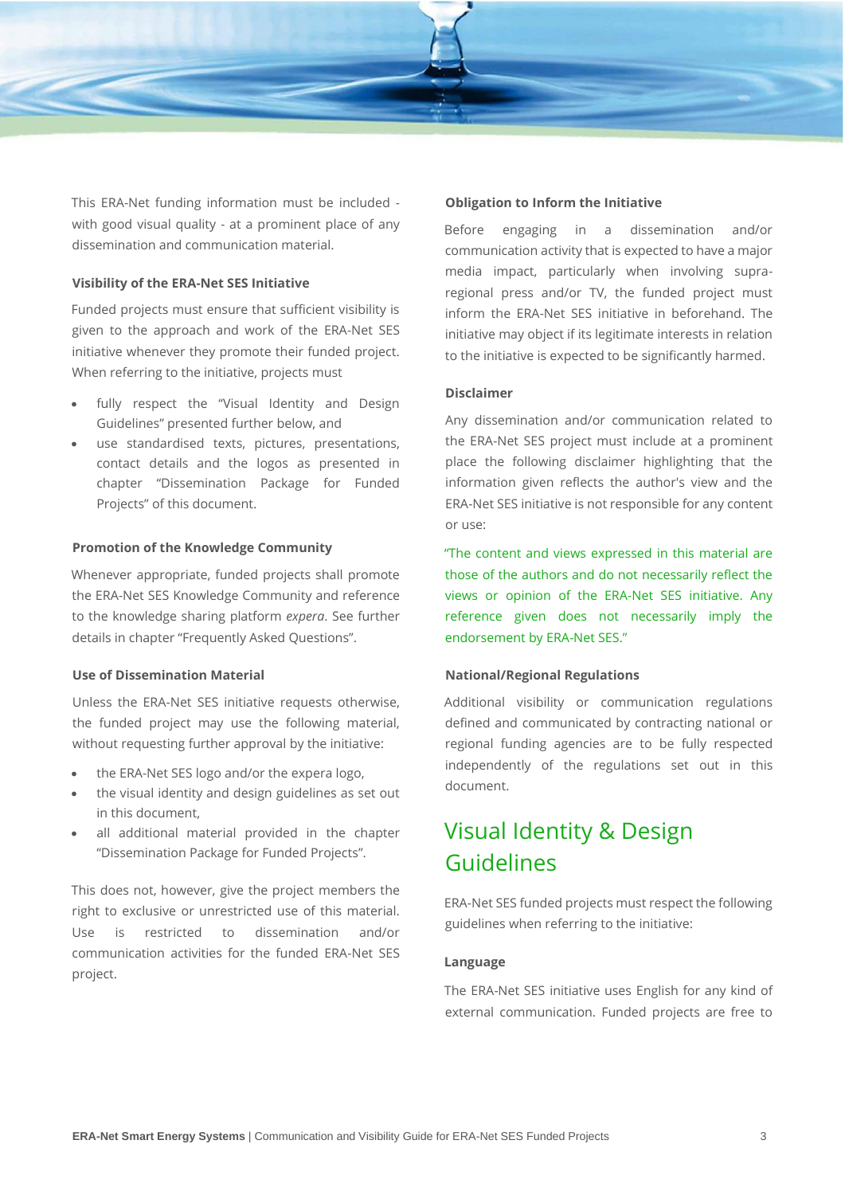This ERA-Net funding information must be included - with good visual quality - at a prominent place of any dissemination and communication material.

### Visibility of the ERA-Net SES Initiative

Funded projects must ensure that sufficient visibility is given to the approach and work of the ERA-Net SES initiative whenever they promote their funded project. When referring to the initiative, projects must

- fully respect the "Visual Identity and Design Guidelines" presented further below, and
- use standardised texts, pictures, presentations, contact details and the logos as presented in chapter "Dissemination Package for Funded Projects" of this document.

### Promotion of the Knowledge Community

Whenever appropriate, funded projects shall promote the ERA-Net SES Knowledge Community and reference to the knowledge sharing platform *expera*. See further details in chapter "Frequently Asked Questions".

### Use of Dissemination Material

Unless the ERA-Net SES initiative requests otherwise, the funded project may use the following material, without requesting further approval by the initiative:

- the ERA-Net SES logo and/or the expera logo,
- the visual identity and design guidelines as set out in this document,
- all additional material provided in the chapter "Dissemination Package for Funded Projects".

This does not, however, give the project members the right to exclusive or unrestricted use of this material. Use is restricted to dissemination and/or communication activities for the funded ERA-Net SES project.

### Obligation to Inform the Initiative

Before engaging in a dissemination and/or communication activity that is expected to have a major media impact, particularly when involving supra-regional press and/or TV, the funded project must inform the ERA-Net SES initiative in beforehand. The initiative may object if its legitimate interests in relation to the initiative is expected to be significantly harmed.

### Disclaimer

Any dissemination and/or communication related to the ERA-Net SES project must include at a prominent place the following disclaimer highlighting that the information given reflects the author's view and the ERA-Net SES initiative is not responsible for any content or use:

"The content and views expressed in this material are those of the authors and do not necessarily reflect the views or opinion of the ERA-Net SES initiative. Any reference given does not necessarily imply the endorsement by ERA-Net SES."

### National/Regional Regulations

Additional visibility or communication regulations defined and communicated by contracting national or regional funding agencies are to be fully respected independently of the regulations set out in this document.

## Visual Identity & Design Guidelines

ERA-Net SES funded projects must respect the following guidelines when referring to the initiative:

### Language

The ERA-Net SES initiative uses English for any kind of external communication. Funded projects are free to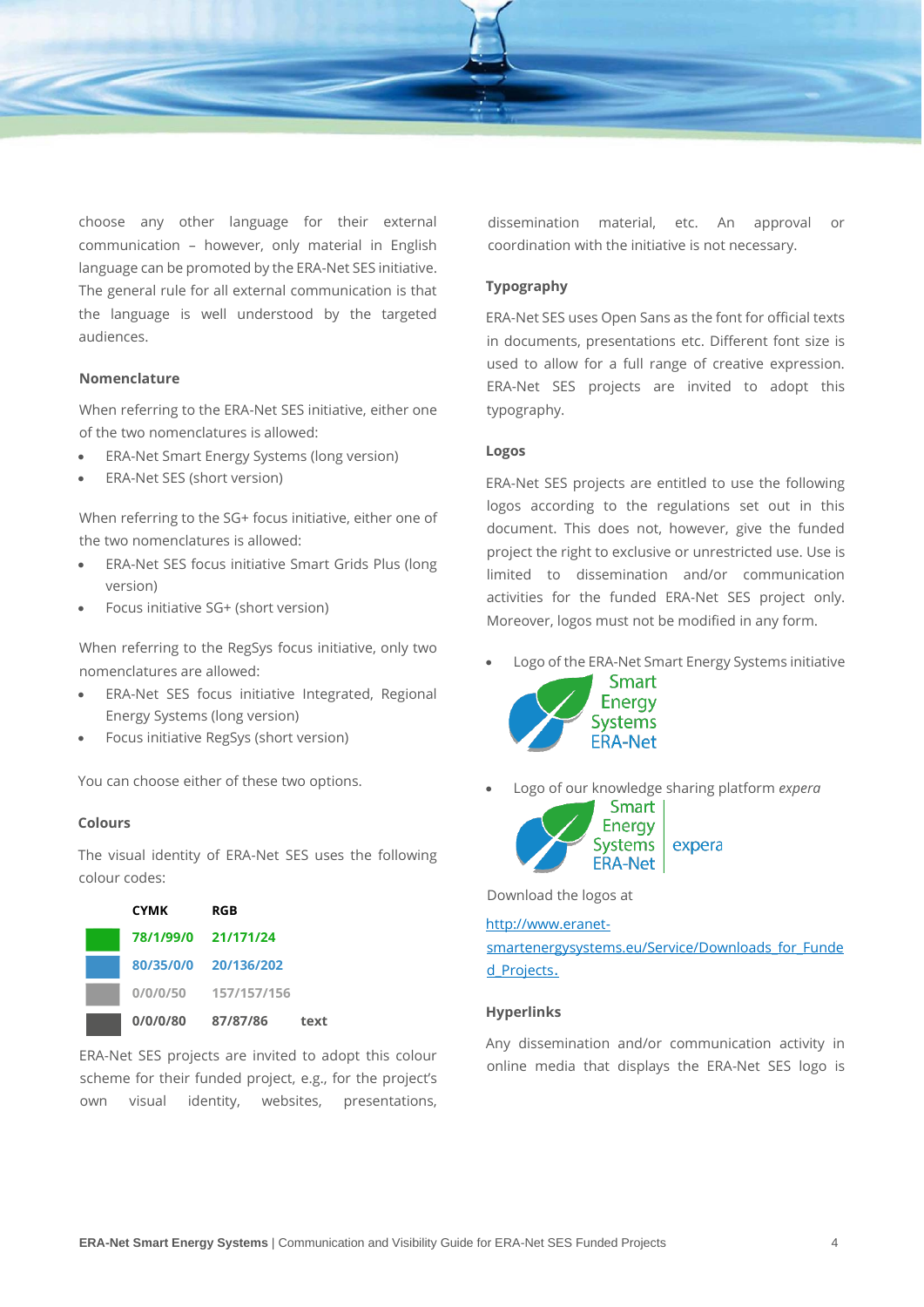choose any other language for their external communication – however, only material in English language can be promoted by the ERA-Net SES initiative. The general rule for all external communication is that the language is well understood by the targeted audiences.

### Nomenclature

When referring to the ERA-Net SES initiative, either one of the two nomenclatures is allowed:

- ERA-Net Smart Energy Systems (long version)
- ERA-Net SES (short version)

When referring to the SG+ focus initiative, either one of the two nomenclatures is allowed:

- ERA-Net SES focus initiative Smart Grids Plus (long version)
- Focus initiative SG+ (short version)

When referring to the RegSys focus initiative, only two nomenclatures are allowed:

- ERA-Net SES focus initiative Integrated, Regional Energy Systems (long version)
- Focus initiative RegSys (short version)

You can choose either of these two options.

### Colours

The visual identity of ERA-Net SES uses the following colour codes:

| | CYMK | RGB | |
|---|---|---|---|
| | 78/1/99/0 | 21/171/24 | |
| | 80/35/0/0 | 20/136/202 | |
| | 0/0/0/50 | 157/157/156 | |
| | 0/0/0/80 | 87/87/86 | text |

ERA-Net SES projects are invited to adopt this colour scheme for their funded project, e.g., for the project's own visual identity, websites, presentations, dissemination material, etc. An approval or coordination with the initiative is not necessary.

### Typography

ERA-Net SES uses Open Sans as the font for official texts in documents, presentations etc. Different font size is used to allow for a full range of creative expression. ERA-Net SES projects are invited to adopt this typography.

### Logos

ERA-Net SES projects are entitled to use the following logos according to the regulations set out in this document. This does not, however, give the funded project the right to exclusive or unrestricted use. Use is limited to dissemination and/or communication activities for the funded ERA-Net SES project only. Moreover, logos must not be modified in any form.

- Logo of the ERA-Net Smart Energy Systems initiative

  Smart Energy Systems ERA-Net

- Logo of our knowledge sharing platform *expera*

  Smart Energy Systems ERA-Net | expera

Download the logos at

[http://www.eranet-smartenergysystems.eu/Service/Downloads_for_Funded_Projects.](http://www.eranet-smartenergysystems.eu/Service/Downloads_for_Funded_Projects)

### Hyperlinks

Any dissemination and/or communication activity in online media that displays the ERA-Net SES logo is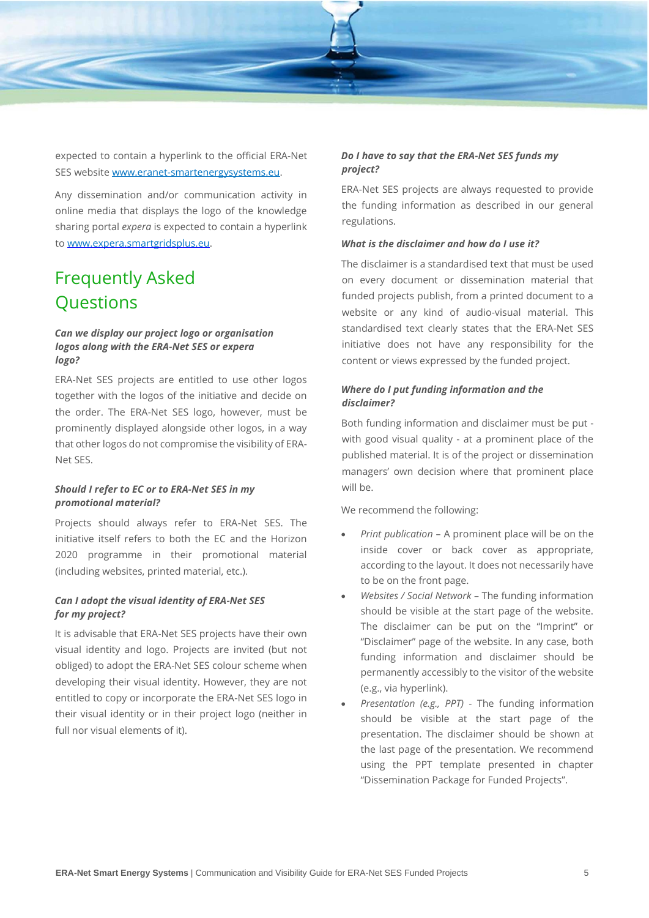expected to contain a hyperlink to the official ERA-Net SES website [www.eranet-smartenergysystems.eu](http://www.eranet-smartenergysystems.eu).

Any dissemination and/or communication activity in online media that displays the logo of the knowledge sharing portal *expera* is expected to contain a hyperlink to [www.expera.smartgridsplus.eu](http://www.expera.smartgridsplus.eu).

## Frequently Asked Questions

***Can we display our project logo or organisation logos along with the ERA-Net SES or expera logo?***

ERA-Net SES projects are entitled to use other logos together with the logos of the initiative and decide on the order. The ERA-Net SES logo, however, must be prominently displayed alongside other logos, in a way that other logos do not compromise the visibility of ERA-Net SES.

***Should I refer to EC or to ERA-Net SES in my promotional material?***

Projects should always refer to ERA-Net SES. The initiative itself refers to both the EC and the Horizon 2020 programme in their promotional material (including websites, printed material, etc.).

***Can I adopt the visual identity of ERA-Net SES for my project?***

It is advisable that ERA-Net SES projects have their own visual identity and logo. Projects are invited (but not obliged) to adopt the ERA-Net SES colour scheme when developing their visual identity. However, they are not entitled to copy or incorporate the ERA-Net SES logo in their visual identity or in their project logo (neither in full nor visual elements of it).

***Do I have to say that the ERA-Net SES funds my project?***

ERA-Net SES projects are always requested to provide the funding information as described in our general regulations.

***What is the disclaimer and how do I use it?***

The disclaimer is a standardised text that must be used on every document or dissemination material that funded projects publish, from a printed document to a website or any kind of audio-visual material. This standardised text clearly states that the ERA-Net SES initiative does not have any responsibility for the content or views expressed by the funded project.

***Where do I put funding information and the disclaimer?***

Both funding information and disclaimer must be put - with good visual quality - at a prominent place of the published material. It is of the project or dissemination managers' own decision where that prominent place will be.

We recommend the following:

- *Print publication* – A prominent place will be on the inside cover or back cover as appropriate, according to the layout. It does not necessarily have to be on the front page.
- *Websites / Social Network* – The funding information should be visible at the start page of the website. The disclaimer can be put on the "Imprint" or "Disclaimer" page of the website. In any case, both funding information and disclaimer should be permanently accessibly to the visitor of the website (e.g., via hyperlink).
- *Presentation (e.g., PPT)* - The funding information should be visible at the start page of the presentation. The disclaimer should be shown at the last page of the presentation. We recommend using the PPT template presented in chapter "Dissemination Package for Funded Projects".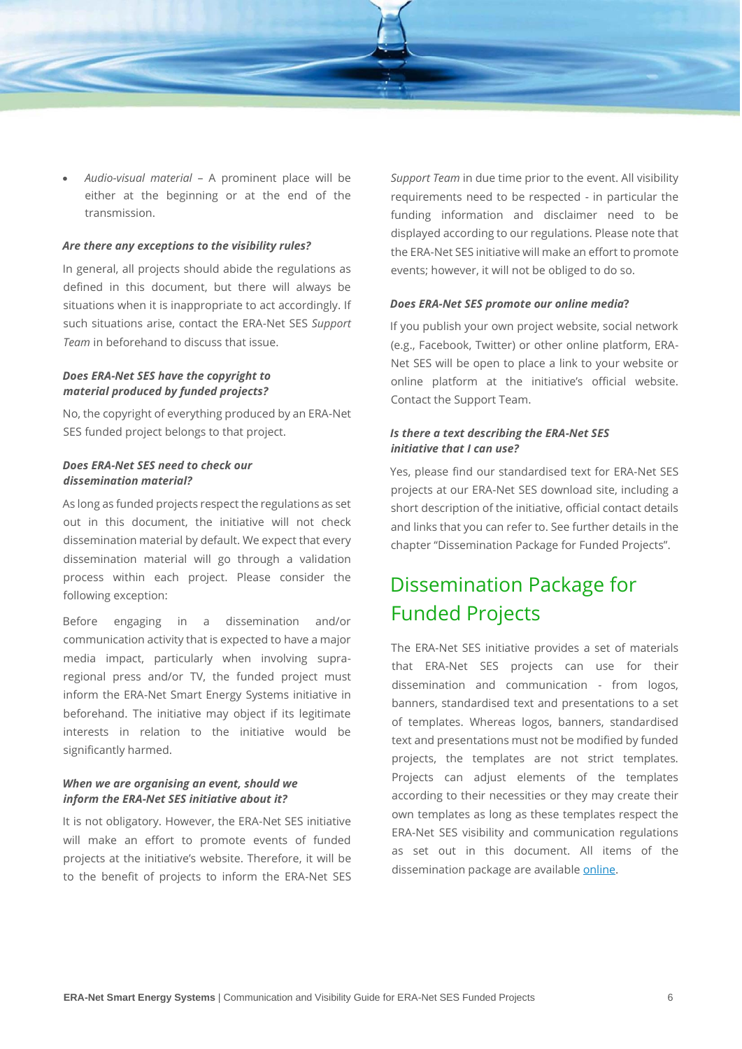- *Audio-visual material* – A prominent place will be either at the beginning or at the end of the transmission.

***Are there any exceptions to the visibility rules?***

In general, all projects should abide the regulations as defined in this document, but there will always be situations when it is inappropriate to act accordingly. If such situations arise, contact the ERA-Net SES *Support Team* in beforehand to discuss that issue.

***Does ERA-Net SES have the copyright to material produced by funded projects?***

No, the copyright of everything produced by an ERA-Net SES funded project belongs to that project.

***Does ERA-Net SES need to check our dissemination material?***

As long as funded projects respect the regulations as set out in this document, the initiative will not check dissemination material by default. We expect that every dissemination material will go through a validation process within each project. Please consider the following exception:

Before engaging in a dissemination and/or communication activity that is expected to have a major media impact, particularly when involving supra-regional press and/or TV, the funded project must inform the ERA-Net Smart Energy Systems initiative in beforehand. The initiative may object if its legitimate interests in relation to the initiative would be significantly harmed.

***When we are organising an event, should we inform the ERA-Net SES initiative about it?***

It is not obligatory. However, the ERA-Net SES initiative will make an effort to promote events of funded projects at the initiative's website. Therefore, it will be to the benefit of projects to inform the ERA-Net SES *Support Team* in due time prior to the event. All visibility requirements need to be respected - in particular the funding information and disclaimer need to be displayed according to our regulations. Please note that the ERA-Net SES initiative will make an effort to promote events; however, it will not be obliged to do so.

***Does ERA-Net SES promote our online media*?**

If you publish your own project website, social network (e.g., Facebook, Twitter) or other online platform, ERA-Net SES will be open to place a link to your website or online platform at the initiative's official website. Contact the Support Team.

***Is there a text describing the ERA-Net SES initiative that I can use?***

Yes, please find our standardised text for ERA-Net SES projects at our ERA-Net SES download site, including a short description of the initiative, official contact details and links that you can refer to. See further details in the chapter "Dissemination Package for Funded Projects".

# Dissemination Package for Funded Projects

The ERA-Net SES initiative provides a set of materials that ERA-Net SES projects can use for their dissemination and communication - from logos, banners, standardised text and presentations to a set of templates. Whereas logos, banners, standardised text and presentations must not be modified by funded projects, the templates are not strict templates. Projects can adjust elements of the templates according to their necessities or they may create their own templates as long as these templates respect the ERA-Net SES visibility and communication regulations as set out in this document. All items of the dissemination package are available online.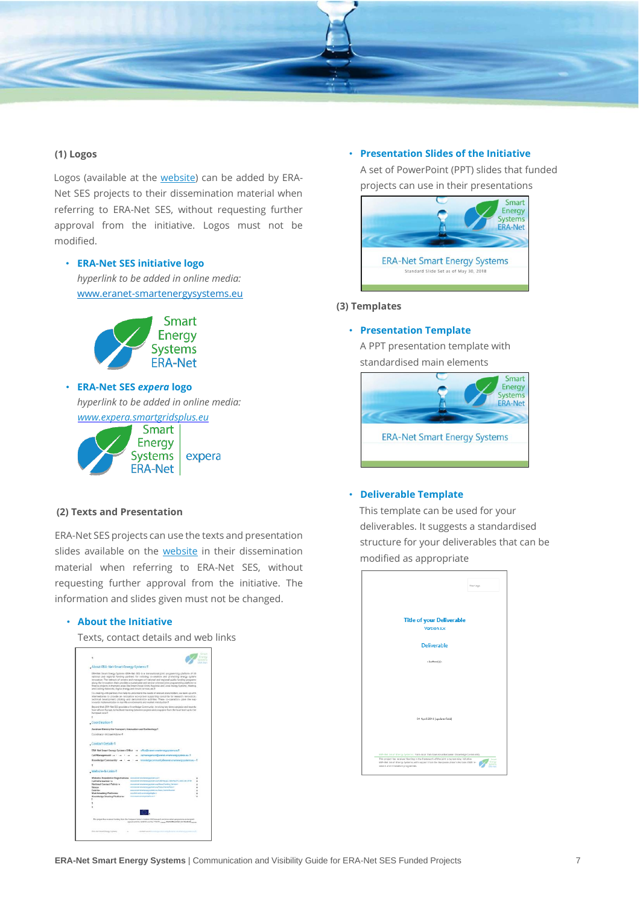**(1) Logos**

Logos (available at the website) can be added by ERA-Net SES projects to their dissemination material when referring to ERA-Net SES, without requesting further approval from the initiative. Logos must not be modified.

- **ERA-Net SES initiative logo**
  *hyperlink to be added in online media:*
  www.eranet-smartenergysystems.eu

- **ERA-Net SES *expera* logo**
  *hyperlink to be added in online media:*
  *www.expera.smartgridsplus.eu*

**(2) Texts and Presentation**

ERA-Net SES projects can use the texts and presentation slides available on the website in their dissemination material when referring to ERA-Net SES, without requesting further approval from the initiative. The information and slides given must not be changed.

- **About the Initiative**
  Texts, contact details and web links

- **Presentation Slides of the Initiative**
  A set of PowerPoint (PPT) slides that funded projects can use in their presentations

**(3) Templates**

- **Presentation Template**
  A PPT presentation template with standardised main elements

- **Deliverable Template**
  This template can be used for your deliverables. It suggests a standardised structure for your deliverables that can be modified as appropriate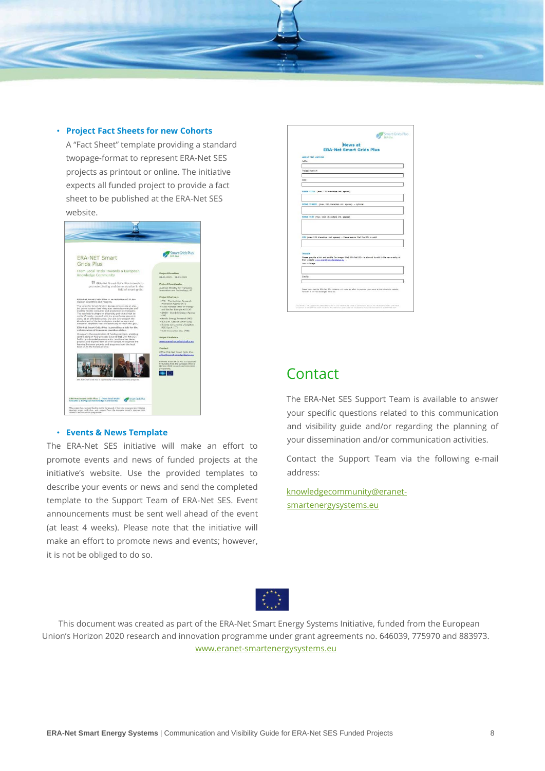- **Project Fact Sheets for new Cohorts**

  A "Fact Sheet" template providing a standard twopage-format to represent ERA-Net SES projects as printout or online. The initiative expects all funded project to provide a fact sheet to be published at the ERA-Net SES website.

- **Events & News Template**

The ERA-Net SES initiative will make an effort to promote events and news of funded projects at the initiative's website. Use the provided templates to describe your events or news and send the completed template to the Support Team of ERA-Net SES. Event announcements must be sent well ahead of the event (at least 4 weeks). Please note that the initiative will make an effort to promote news and events; however, it is not be obliged to do so.

## Contact

The ERA-Net SES Support Team is available to answer your specific questions related to this communication and visibility guide and/or regarding the planning of your dissemination and/or communication activities.

Contact the Support Team via the following e-mail address:

knowledgecommunity@eranet-smartenergysystems.eu

This document was created as part of the ERA-Net Smart Energy Systems Initiative, funded from the European Union's Horizon 2020 research and innovation programme under grant agreements no. 646039, 775970 and 883973.
www.eranet-smartenergysystems.eu